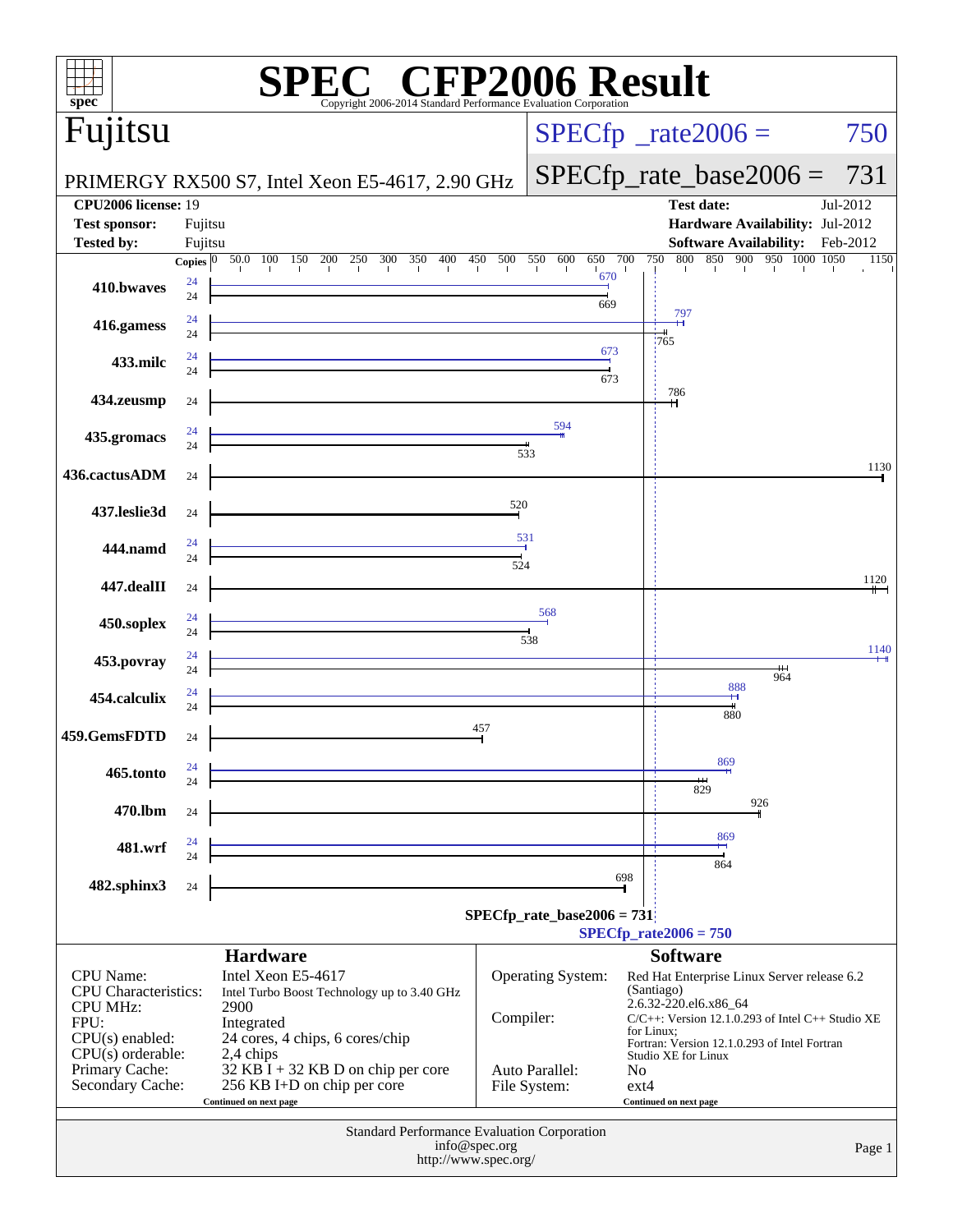# SPEC CFP2006 Result

Copyright 2006-2014 Standard Performance Evaluation Corporation

## Fujitsu

PRIMERGY RX500 S7, Intel Xeon E5-4617, 2.90 GHz

SPECfp_rate2006 = 750

SPECfp_rate_base2006 = 731

| | | | |
|---|---|---|---|
| **CPU2006 license:** | 19 | **Test date:** | Jul-2012 |
| **Test sponsor:** | Fujitsu | **Hardware Availability:** | Jul-2012 |
| **Tested by:** | Fujitsu | **Software Availability:** | Feb-2012 |

| Benchmark | Copies (peak) | Peak | Copies (base) | Base |
|---|---|---|---|---|
| 410.bwaves | 24 | 670 | 24 | 669 |
| 416.gamess | 24 | 797 | 24 | 765 |
| 433.milc | 24 | 673 | 24 | 673 |
| 434.zeusmp | | | 24 | 786 |
| 435.gromacs | 24 | 594 | 24 | 533 |
| 436.cactusADM | | | 24 | 1130 |
| 437.leslie3d | | | 24 | 520 |
| 444.namd | 24 | 531 | 24 | 524 |
| 447.dealII | | | 24 | 1120 |
| 450.soplex | 24 | 568 | 24 | 538 |
| 453.povray | 24 | 1140 | 24 | 964 |
| 454.calculix | 24 | 888 | 24 | 880 |
| 459.GemsFDTD | | | 24 | 457 |
| 465.tonto | 24 | 869 | 24 | 829 |
| 470.lbm | | | 24 | 926 |
| 481.wrf | 24 | 869 | 24 | 864 |
| 482.sphinx3 | | | 24 | 698 |

SPECfp_rate_base2006 = 731

SPECfp_rate2006 = 750

### Hardware

| | |
|---|---|
| CPU Name: | Intel Xeon E5-4617 |
| CPU Characteristics: | Intel Turbo Boost Technology up to 3.40 GHz |
| CPU MHz: | 2900 |
| FPU: | Integrated |
| CPU(s) enabled: | 24 cores, 4 chips, 6 cores/chip |
| CPU(s) orderable: | 2,4 chips |
| Primary Cache: | 32 KB I + 32 KB D on chip per core |
| Secondary Cache: | 256 KB I+D on chip per core |

Continued on next page

### Software

| | |
|---|---|
| Operating System: | Red Hat Enterprise Linux Server release 6.2 (Santiago) 2.6.32-220.el6.x86_64 |
| Compiler: | C/C++: Version 12.1.0.293 of Intel C++ Studio XE for Linux; Fortran: Version 12.1.0.293 of Intel Fortran Studio XE for Linux |
| Auto Parallel: | No |
| File System: | ext4 |

Continued on next page

Standard Performance Evaluation Corporation
info@spec.org
http://www.spec.org/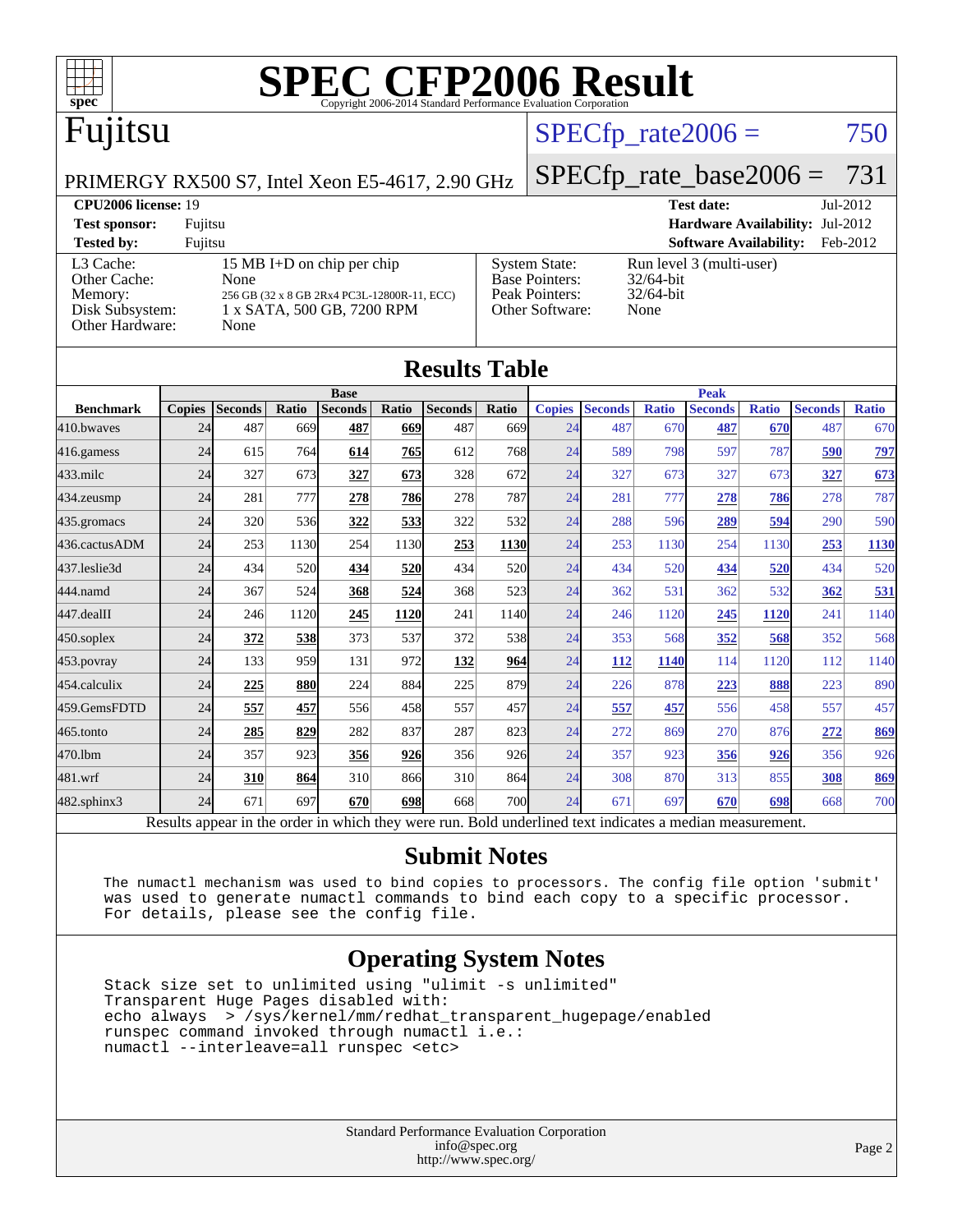# SPEC CFP2006 Result

Copyright 2006-2014 Standard Performance Evaluation Corporation

## Fujitsu

PRIMERGY RX500 S7, Intel Xeon E5-4617, 2.90 GHz

SPECfp_rate2006 = 750

SPECfp_rate_base2006 = 731

| | | | |
|---|---|---|---|
| **CPU2006 license:** 19 | | **Test date:** | Jul-2012 |
| **Test sponsor:** | Fujitsu | **Hardware Availability:** | Jul-2012 |
| **Tested by:** | Fujitsu | **Software Availability:** | Feb-2012 |

| | | | |
|---|---|---|---|
| L3 Cache: | 15 MB I+D on chip per chip | System State: | Run level 3 (multi-user) |
| Other Cache: | None | Base Pointers: | 32/64-bit |
| Memory: | 256 GB (32 x 8 GB 2Rx4 PC3L-12800R-11, ECC) | Peak Pointers: | 32/64-bit |
| Disk Subsystem: | 1 x SATA, 500 GB, 7200 RPM | Other Software: | None |
| Other Hardware: | None | | |

## Results Table

| | Base | | | | | | | Peak | | | | | | |
|---|---|---|---|---|---|---|---|---|---|---|---|---|---|---|
| **Benchmark** | **Copies** | **Seconds** | **Ratio** | **Seconds** | **Ratio** | **Seconds** | **Ratio** | **Copies** | **Seconds** | **Ratio** | **Seconds** | **Ratio** | **Seconds** | **Ratio** |
| 410.bwaves | 24 | 487 | 669 | **487** | **669** | 487 | 669 | 24 | 487 | 670 | **487** | **670** | 487 | 670 |
| 416.gamess | 24 | 615 | 764 | **614** | **765** | 612 | 768 | 24 | 589 | 798 | 597 | 787 | **590** | **797** |
| 433.milc | 24 | 327 | 673 | **327** | **673** | 328 | 672 | 24 | 327 | 673 | 327 | 673 | **327** | **673** |
| 434.zeusmp | 24 | 281 | 777 | **278** | **786** | 278 | 787 | 24 | 281 | 777 | **278** | **786** | 278 | 787 |
| 435.gromacs | 24 | 320 | 536 | **322** | **533** | 322 | 532 | 24 | 288 | 596 | **289** | **594** | 290 | 590 |
| 436.cactusADM | 24 | 253 | 1130 | 254 | 1130 | **253** | **1130** | 24 | 253 | 1130 | 254 | 1130 | **253** | **1130** |
| 437.leslie3d | 24 | 434 | 520 | **434** | **520** | 434 | 520 | 24 | 434 | 520 | **434** | **520** | 434 | 520 |
| 444.namd | 24 | 367 | 524 | **368** | **524** | 368 | 523 | 24 | 362 | 531 | 362 | 532 | **362** | **531** |
| 447.dealII | 24 | 246 | 1120 | **245** | **1120** | 241 | 1140 | 24 | 246 | 1120 | **245** | **1120** | 241 | 1140 |
| 450.soplex | 24 | **372** | **538** | 373 | 537 | 372 | 538 | 24 | 353 | 568 | **352** | **568** | 352 | 568 |
| 453.povray | 24 | 133 | 959 | 131 | 972 | **132** | **964** | 24 | **112** | **1140** | 114 | 1120 | 112 | 1140 |
| 454.calculix | 24 | **225** | **880** | 224 | 884 | 225 | 879 | 24 | 226 | 878 | **223** | **888** | 223 | 890 |
| 459.GemsFDTD | 24 | **557** | **457** | 556 | 458 | 557 | 457 | 24 | **557** | **457** | 556 | 458 | 557 | 457 |
| 465.tonto | 24 | **285** | **829** | 282 | 837 | 287 | 823 | 24 | 272 | 869 | 270 | 876 | **272** | **869** |
| 470.lbm | 24 | 357 | 923 | **356** | **926** | 356 | 926 | 24 | 357 | 923 | **356** | **926** | 356 | 926 |
| 481.wrf | 24 | **310** | **864** | 310 | 866 | 310 | 864 | 24 | 308 | 870 | 313 | 855 | **308** | **869** |
| 482.sphinx3 | 24 | 671 | 697 | **670** | **698** | 668 | 700 | 24 | 671 | 697 | **670** | **698** | 668 | 700 |

Results appear in the order in which they were run. Bold underlined text indicates a median measurement.

## Submit Notes

```
The numactl mechanism was used to bind copies to processors. The config file option 'submit'
was used to generate numactl commands to bind each copy to a specific processor.
For details, please see the config file.
```

## Operating System Notes

```
Stack size set to unlimited using "ulimit -s unlimited"
Transparent Huge Pages disabled with:
echo always  > /sys/kernel/mm/redhat_transparent_hugepage/enabled
runspec command invoked through numactl i.e.:
numactl --interleave=all runspec <etc>
```

Standard Performance Evaluation Corporation
info@spec.org
http://www.spec.org/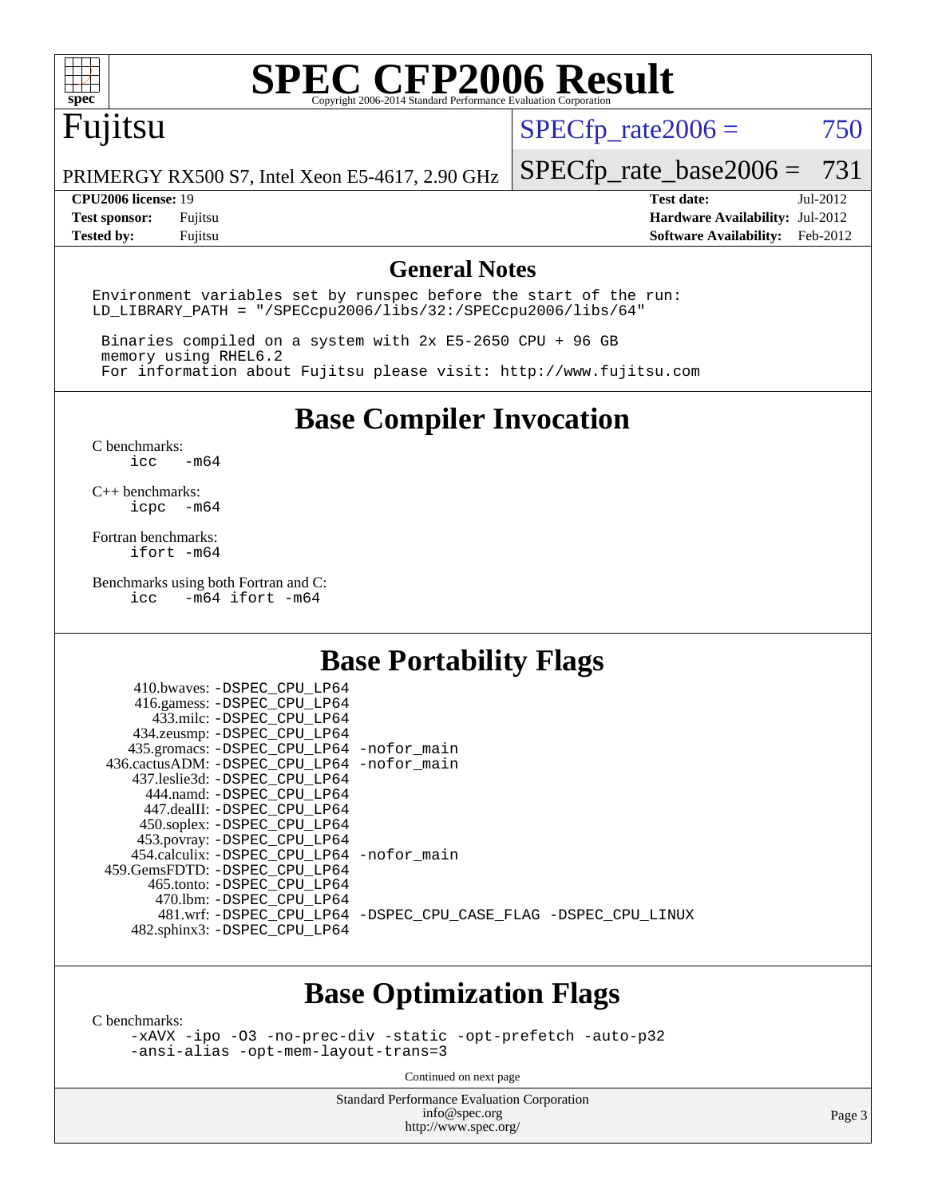# SPEC CFP2006 Result

Copyright 2006-2014 Standard Performance Evaluation Corporation

## Fujitsu

PRIMERGY RX500 S7, Intel Xeon E5-4617, 2.90 GHz

SPECfp_rate2006 = 750

SPECfp_rate_base2006 = 731

**CPU2006 license:** 19
**Test sponsor:** Fujitsu
**Tested by:** Fujitsu

**Test date:** Jul-2012
**Hardware Availability:** Jul-2012
**Software Availability:** Feb-2012

## General Notes

```
Environment variables set by runspec before the start of the run:
LD_LIBRARY_PATH = "/SPECcpu2006/libs/32:/SPECcpu2006/libs/64"

 Binaries compiled on a system with 2x E5-2650 CPU + 96 GB
 memory using RHEL6.2
 For information about Fujitsu please visit: http://www.fujitsu.com
```

## Base Compiler Invocation

C benchmarks:
```
icc   -m64
```

C++ benchmarks:
```
icpc  -m64
```

Fortran benchmarks:
```
ifort -m64
```

Benchmarks using both Fortran and C:
```
icc   -m64 ifort -m64
```

## Base Portability Flags

```
     410.bwaves: -DSPEC_CPU_LP64
     416.gamess: -DSPEC_CPU_LP64
       433.milc: -DSPEC_CPU_LP64
     434.zeusmp: -DSPEC_CPU_LP64
    435.gromacs: -DSPEC_CPU_LP64 -nofor_main
 436.cactusADM: -DSPEC_CPU_LP64 -nofor_main
    437.leslie3d: -DSPEC_CPU_LP64
       444.namd: -DSPEC_CPU_LP64
     447.dealII: -DSPEC_CPU_LP64
     450.soplex: -DSPEC_CPU_LP64
     453.povray: -DSPEC_CPU_LP64
   454.calculix: -DSPEC_CPU_LP64 -nofor_main
 459.GemsFDTD: -DSPEC_CPU_LP64
      465.tonto: -DSPEC_CPU_LP64
        470.lbm: -DSPEC_CPU_LP64
        481.wrf: -DSPEC_CPU_LP64 -DSPEC_CPU_CASE_FLAG -DSPEC_CPU_LINUX
    482.sphinx3: -DSPEC_CPU_LP64
```

## Base Optimization Flags

C benchmarks:
```
-xAVX -ipo -O3 -no-prec-div -static -opt-prefetch -auto-p32
-ansi-alias -opt-mem-layout-trans=3
```

Continued on next page

Standard Performance Evaluation Corporation
info@spec.org
http://www.spec.org/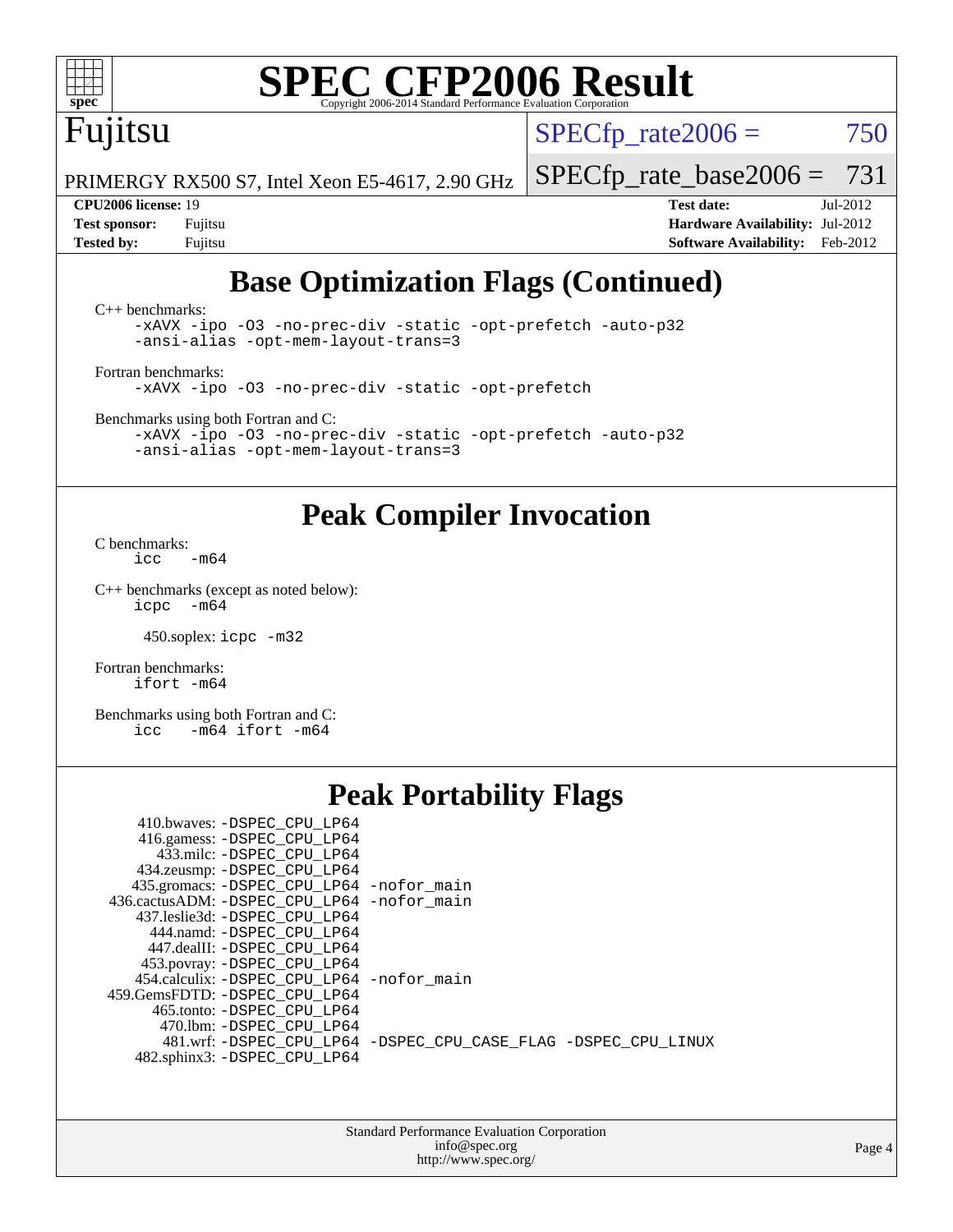# SPEC CFP2006 Result

Copyright 2006-2014 Standard Performance Evaluation Corporation

**Fujitsu**

PRIMERGY RX500 S7, Intel Xeon E5-4617, 2.90 GHz

SPECfp_rate2006 = 750

SPECfp_rate_base2006 = 731

| | | | |
|---|---|---|---|
| **CPU2006 license:** 19 | | **Test date:** | Jul-2012 |
| **Test sponsor:** | Fujitsu | **Hardware Availability:** | Jul-2012 |
| **Tested by:** | Fujitsu | **Software Availability:** | Feb-2012 |

## Base Optimization Flags (Continued)

C++ benchmarks:

```
-xAVX -ipo -O3 -no-prec-div -static -opt-prefetch -auto-p32
-ansi-alias -opt-mem-layout-trans=3
```

Fortran benchmarks:

```
-xAVX -ipo -O3 -no-prec-div -static -opt-prefetch
```

Benchmarks using both Fortran and C:

```
-xAVX -ipo -O3 -no-prec-div -static -opt-prefetch -auto-p32
-ansi-alias -opt-mem-layout-trans=3
```

## Peak Compiler Invocation

C benchmarks:

```
icc   -m64
```

C++ benchmarks (except as noted below):

```
icpc  -m64
```

450.soplex: `icpc -m32`

Fortran benchmarks:

```
ifort -m64
```

Benchmarks using both Fortran and C:

```
icc   -m64 ifort -m64
```

## Peak Portability Flags

```
    410.bwaves: -DSPEC_CPU_LP64
   416.gamess: -DSPEC_CPU_LP64
     433.milc: -DSPEC_CPU_LP64
   434.zeusmp: -DSPEC_CPU_LP64
  435.gromacs: -DSPEC_CPU_LP64 -nofor_main
436.cactusADM: -DSPEC_CPU_LP64 -nofor_main
  437.leslie3d: -DSPEC_CPU_LP64
     444.namd: -DSPEC_CPU_LP64
    447.dealII: -DSPEC_CPU_LP64
   453.povray: -DSPEC_CPU_LP64
  454.calculix: -DSPEC_CPU_LP64 -nofor_main
459.GemsFDTD: -DSPEC_CPU_LP64
    465.tonto: -DSPEC_CPU_LP64
      470.lbm: -DSPEC_CPU_LP64
      481.wrf: -DSPEC_CPU_LP64 -DSPEC_CPU_CASE_FLAG -DSPEC_CPU_LINUX
  482.sphinx3: -DSPEC_CPU_LP64
```

Standard Performance Evaluation Corporation
info@spec.org
http://www.spec.org/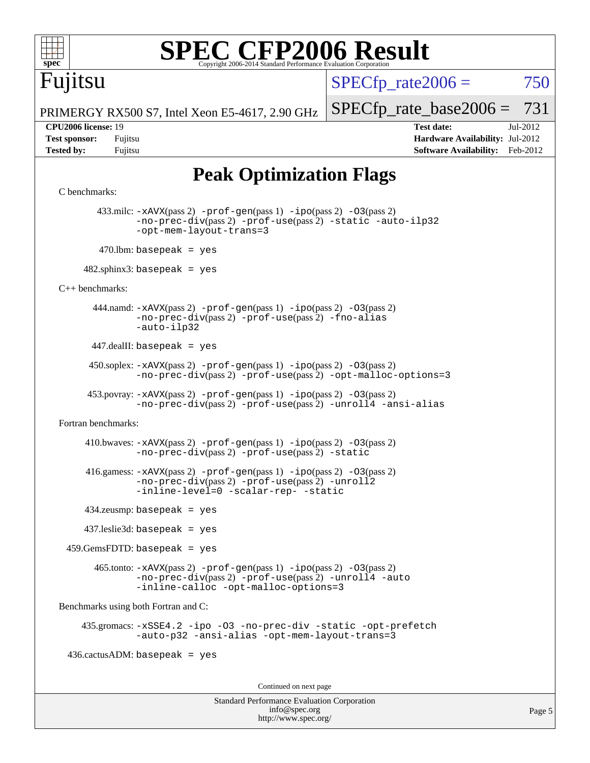# SPEC CFP2006 Result

Copyright 2006-2014 Standard Performance Evaluation Corporation

**Fujitsu**

PRIMERGY RX500 S7, Intel Xeon E5-4617, 2.90 GHz

SPECfp_rate2006 = 750

SPECfp_rate_base2006 = 731

**CPU2006 license:** 19
**Test sponsor:** Fujitsu
**Tested by:** Fujitsu

**Test date:** Jul-2012
**Hardware Availability:** Jul-2012
**Software Availability:** Feb-2012

## Peak Optimization Flags

C benchmarks:

433.milc: -xAVX(pass 2) -prof-gen(pass 1) -ipo(pass 2) -O3(pass 2) -no-prec-div(pass 2) -prof-use(pass 2) -static -auto-ilp32 -opt-mem-layout-trans=3

470.lbm: basepeak = yes

482.sphinx3: basepeak = yes

C++ benchmarks:

444.namd: -xAVX(pass 2) -prof-gen(pass 1) -ipo(pass 2) -O3(pass 2) -no-prec-div(pass 2) -prof-use(pass 2) -fno-alias -auto-ilp32

447.dealII: basepeak = yes

450.soplex: -xAVX(pass 2) -prof-gen(pass 1) -ipo(pass 2) -O3(pass 2) -no-prec-div(pass 2) -prof-use(pass 2) -opt-malloc-options=3

453.povray: -xAVX(pass 2) -prof-gen(pass 1) -ipo(pass 2) -O3(pass 2) -no-prec-div(pass 2) -prof-use(pass 2) -unroll4 -ansi-alias

Fortran benchmarks:

410.bwaves: -xAVX(pass 2) -prof-gen(pass 1) -ipo(pass 2) -O3(pass 2) -no-prec-div(pass 2) -prof-use(pass 2) -static

416.gamess: -xAVX(pass 2) -prof-gen(pass 1) -ipo(pass 2) -O3(pass 2) -no-prec-div(pass 2) -prof-use(pass 2) -unroll2 -inline-level=0 -scalar-rep- -static

434.zeusmp: basepeak = yes

437.leslie3d: basepeak = yes

459.GemsFDTD: basepeak = yes

465.tonto: -xAVX(pass 2) -prof-gen(pass 1) -ipo(pass 2) -O3(pass 2) -no-prec-div(pass 2) -prof-use(pass 2) -unroll4 -auto -inline-calloc -opt-malloc-options=3

Benchmarks using both Fortran and C:

435.gromacs: -xSSE4.2 -ipo -O3 -no-prec-div -static -opt-prefetch -auto-p32 -ansi-alias -opt-mem-layout-trans=3

436.cactusADM: basepeak = yes

Continued on next page

Standard Performance Evaluation Corporation
info@spec.org
http://www.spec.org/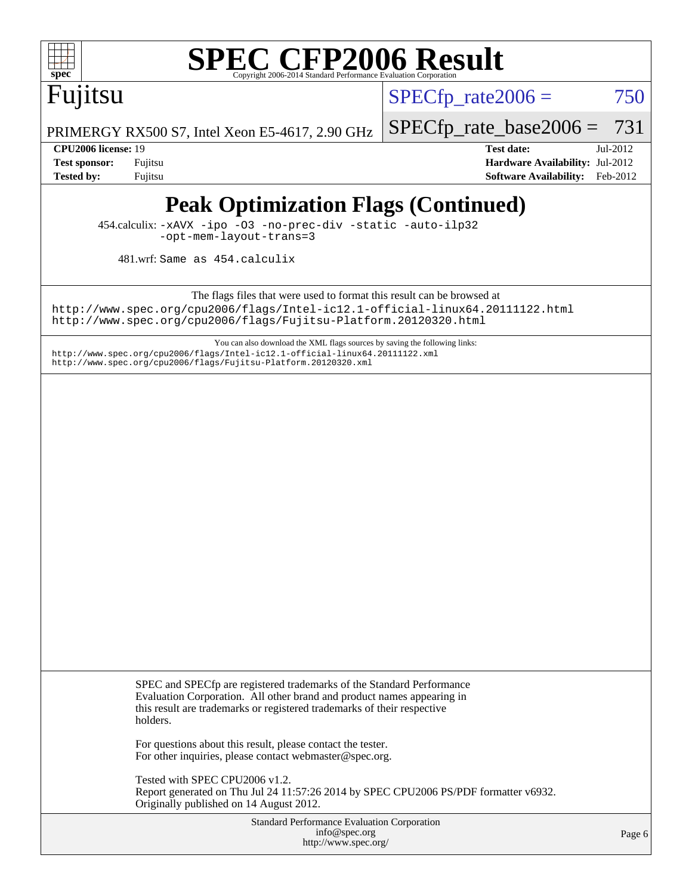# SPEC CFP2006 Result

Copyright 2006-2014 Standard Performance Evaluation Corporation

**Fujitsu**

PRIMERGY RX500 S7, Intel Xeon E5-4617, 2.90 GHz

SPECfp_rate2006 = 750

SPECfp_rate_base2006 = 731

| | | | |
|---|---|---|---|
| **CPU2006 license:** 19 | | **Test date:** | Jul-2012 |
| **Test sponsor:** | Fujitsu | **Hardware Availability:** | Jul-2012 |
| **Tested by:** | Fujitsu | **Software Availability:** | Feb-2012 |

## Peak Optimization Flags (Continued)

454.calculix: -xAVX -ipo -O3 -no-prec-div -static -auto-ilp32 -opt-mem-layout-trans=3

481.wrf: Same as 454.calculix

The flags files that were used to format this result can be browsed at

http://www.spec.org/cpu2006/flags/Intel-ic12.1-official-linux64.20111122.html
http://www.spec.org/cpu2006/flags/Fujitsu-Platform.20120320.html

You can also download the XML flags sources by saving the following links:

http://www.spec.org/cpu2006/flags/Intel-ic12.1-official-linux64.20111122.xml
http://www.spec.org/cpu2006/flags/Fujitsu-Platform.20120320.xml

SPEC and SPECfp are registered trademarks of the Standard Performance Evaluation Corporation. All other brand and product names appearing in this result are trademarks or registered trademarks of their respective holders.

For questions about this result, please contact the tester.
For other inquiries, please contact webmaster@spec.org.

Tested with SPEC CPU2006 v1.2.
Report generated on Thu Jul 24 11:57:26 2014 by SPEC CPU2006 PS/PDF formatter v6932.
Originally published on 14 August 2012.

Standard Performance Evaluation Corporation
info@spec.org
http://www.spec.org/